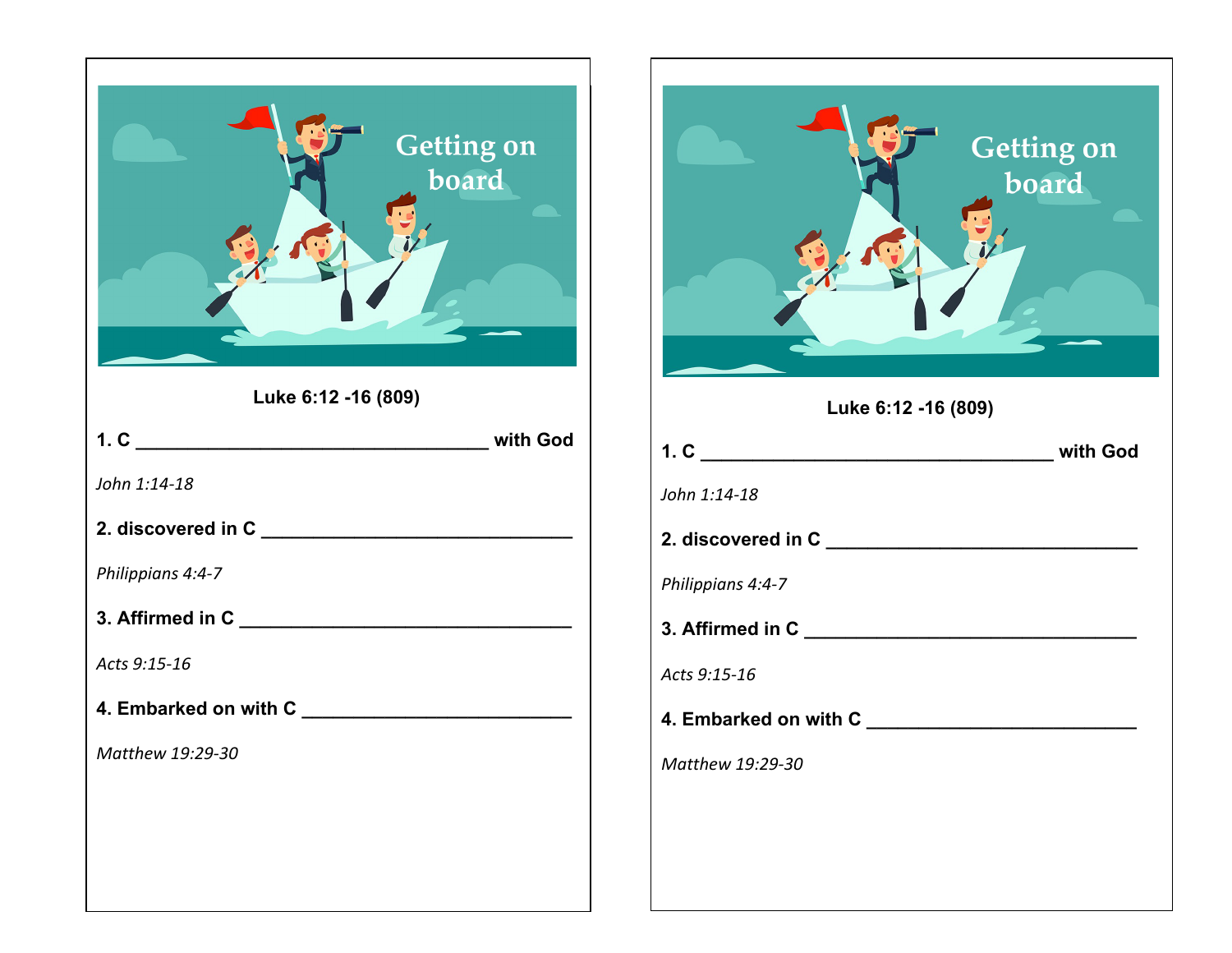Getting on board

**Luke 6:12 -16 (809)**

**1. C __________________________________ with God**

*John 1:14-18*

**2. discovered in C ______________________________**

*Philippians 4:4-7*

**3. Affirmed in C ________________________________**

*Acts 9:15-16*

**4. Embarked on with C __________________________**

*Matthew 19:29-30*

Getting on board

**Luke 6:12 -16 (809)**

**1. C __________________________________ with God**

*John 1:14-18*

**2. discovered in C ______________________________**

*Philippians 4:4-7*

**3. Affirmed in C ________________________________**

*Acts 9:15-16*

**4. Embarked on with C __________________________**

*Matthew 19:29-30*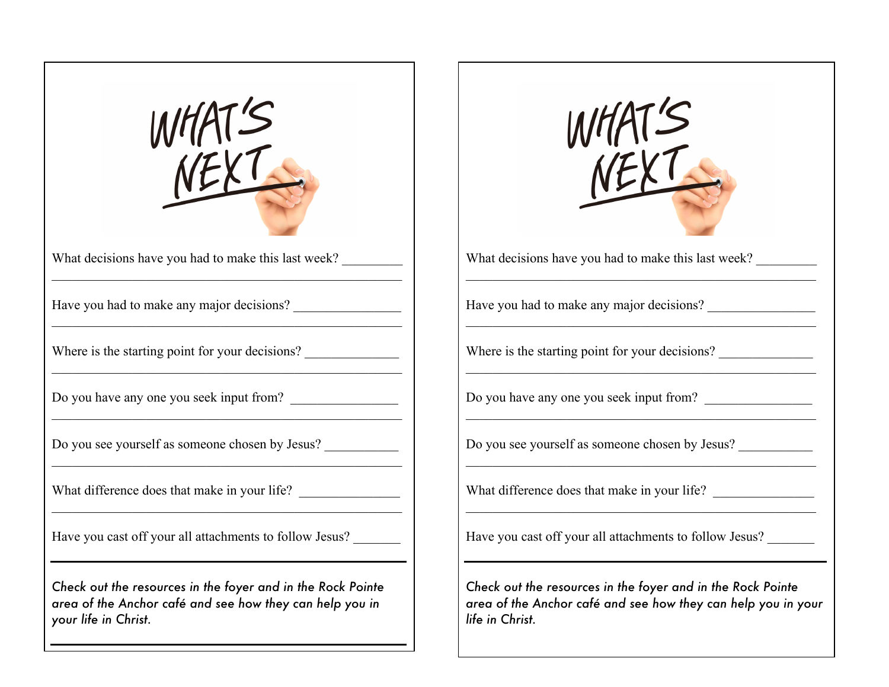# WHAT'S NEXT

What decisions have you had to make this last week? _________

_______________________________________________________

Have you had to make any major decisions? ________________

_______________________________________________________

Where is the starting point for your decisions? ______________

_______________________________________________________

Do you have any one you seek input from? ________________

_______________________________________________________

Do you see yourself as someone chosen by Jesus? ___________

_______________________________________________________

What difference does that make in your life? _______________

_______________________________________________________

Have you cast off your all attachments to follow Jesus? _______

---

*Check out the resources in the foyer and in the Rock Pointe area of the Anchor café and see how they can help you in your life in Christ.*

---

# WHAT'S NEXT

What decisions have you had to make this last week? _________

_______________________________________________________

Have you had to make any major decisions? ________________

_______________________________________________________

Where is the starting point for your decisions? ______________

_______________________________________________________

Do you have any one you seek input from? ________________

_______________________________________________________

Do you see yourself as someone chosen by Jesus? ___________

_______________________________________________________

What difference does that make in your life? _______________

_______________________________________________________

Have you cast off your all attachments to follow Jesus? _______

---

*Check out the resources in the foyer and in the Rock Pointe area of the Anchor café and see how they can help you in your life in Christ.*